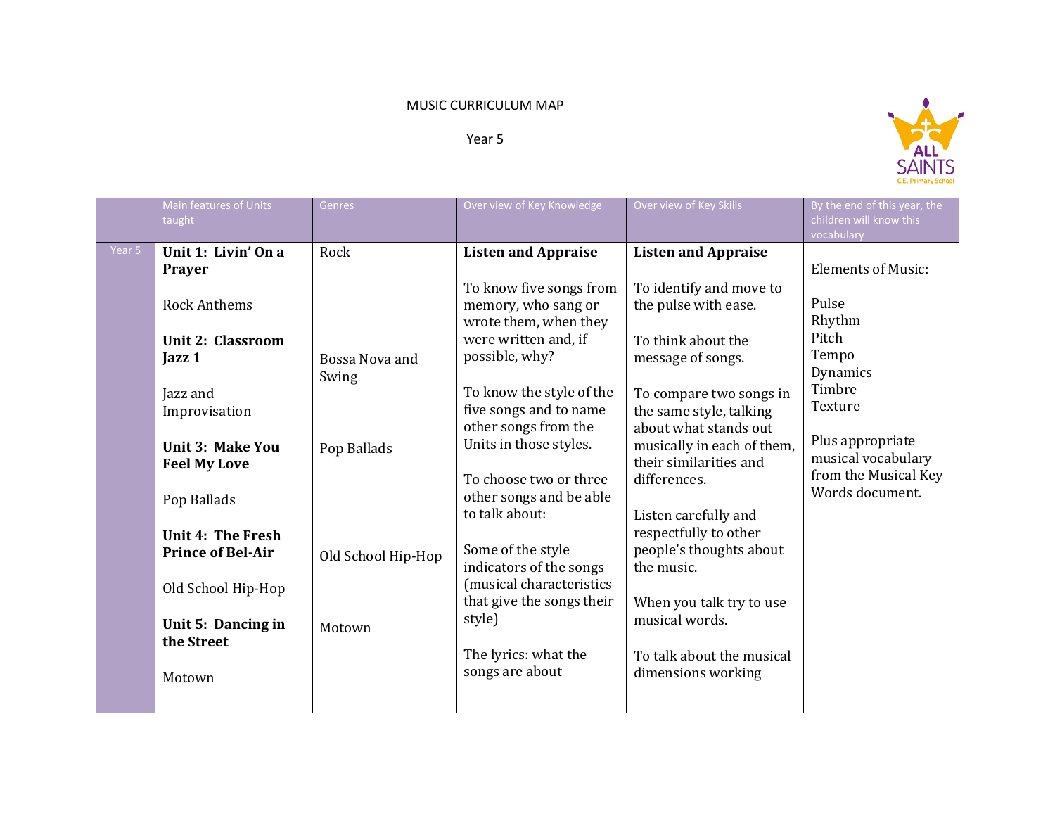MUSIC CURRICULUM MAP

Year 5

| | Main features of Units taught | Genres | Over view of Key Knowledge | Over view of Key Skills | By the end of this year, the children will know this vocabulary |
|---|---|---|---|---|---|
| Year 5 | **Unit 1: Livin' On a Prayer**<br><br>Rock Anthems<br><br>**Unit 2: Classroom Jazz 1**<br><br>Jazz and Improvisation<br><br>**Unit 3: Make You Feel My Love**<br><br>Pop Ballads<br><br>**Unit 4: The Fresh Prince of Bel-Air**<br><br>Old School Hip-Hop<br><br>**Unit 5: Dancing in the Street**<br><br>Motown | Rock<br><br>Bossa Nova and Swing<br><br>Pop Ballads<br><br>Old School Hip-Hop<br><br>Motown | **Listen and Appraise**<br><br>To know five songs from memory, who sang or wrote them, when they were written and, if possible, why?<br><br>To know the style of the five songs and to name other songs from the Units in those styles.<br><br>To choose two or three other songs and be able to talk about:<br><br>Some of the style indicators of the songs (musical characteristics that give the songs their style)<br><br>The lyrics: what the songs are about | **Listen and Appraise**<br><br>To identify and move to the pulse with ease.<br><br>To think about the message of songs.<br><br>To compare two songs in the same style, talking about what stands out musically in each of them, their similarities and differences.<br><br>Listen carefully and respectfully to other people's thoughts about the music.<br><br>When you talk try to use musical words.<br><br>To talk about the musical dimensions working | Elements of Music:<br><br>Pulse<br>Rhythm<br>Pitch<br>Tempo<br>Dynamics<br>Timbre<br>Texture<br><br>Plus appropriate musical vocabulary from the Musical Key Words document. |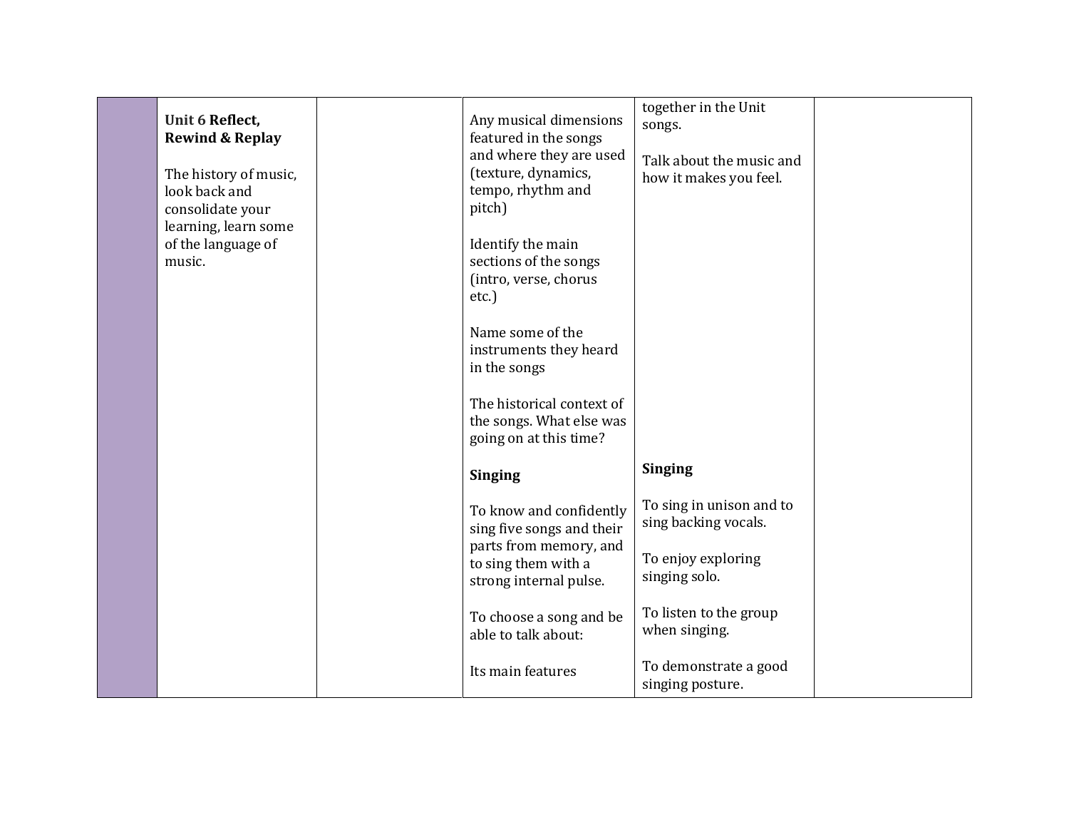|  | **Unit 6 Reflect, Rewind & Replay**<br><br>The history of music, look back and consolidate your learning, learn some of the language of music. |  | Any musical dimensions featured in the songs and where they are used (texture, dynamics, tempo, rhythm and pitch)<br><br>Identify the main sections of the songs (intro, verse, chorus etc.)<br><br>Name some of the instruments they heard in the songs<br><br>The historical context of the songs. What else was going on at this time?<br><br>**Singing**<br><br>To know and confidently sing five songs and their parts from memory, and to sing them with a strong internal pulse.<br><br>To choose a song and be able to talk about:<br><br>Its main features | together in the Unit songs.<br><br>Talk about the music and how it makes you feel.<br><br>**Singing**<br><br>To sing in unison and to sing backing vocals.<br><br>To enjoy exploring singing solo.<br><br>To listen to the group when singing.<br><br>To demonstrate a good singing posture. |  |
|---|---|---|---|---|---|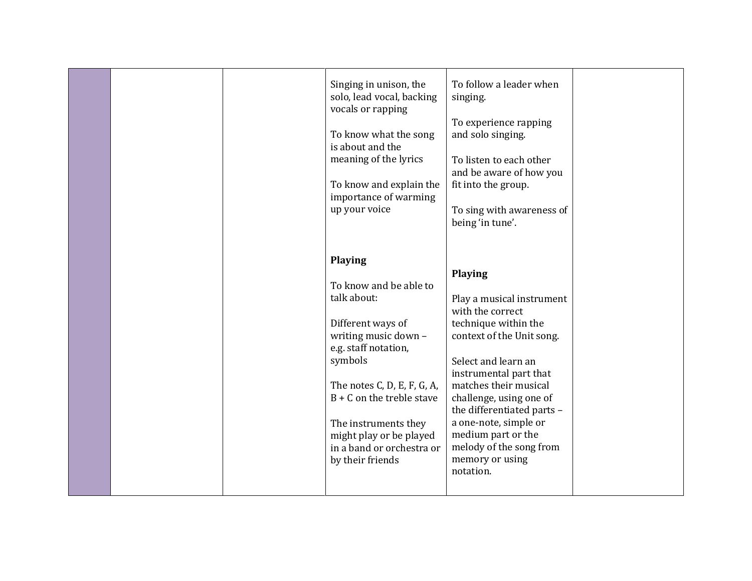|  |  |  | Singing in unison, the solo, lead vocal, backing vocals or rapping<br><br>To know what the song is about and the meaning of the lyrics<br><br>To know and explain the importance of warming up your voice<br><br>**Playing**<br><br>To know and be able to talk about:<br><br>Different ways of writing music down – e.g. staff notation, symbols<br><br>The notes C, D, E, F, G, A, B + C on the treble stave<br><br>The instruments they might play or be played in a band or orchestra or by their friends | To follow a leader when singing.<br><br>To experience rapping and solo singing.<br><br>To listen to each other and be aware of how you fit into the group.<br><br>To sing with awareness of being 'in tune'.<br><br>**Playing**<br><br>Play a musical instrument with the correct technique within the context of the Unit song.<br><br>Select and learn an instrumental part that matches their musical challenge, using one of the differentiated parts – a one-note, simple or medium part or the melody of the song from memory or using notation. |  |
|---|---|---|---|---|---|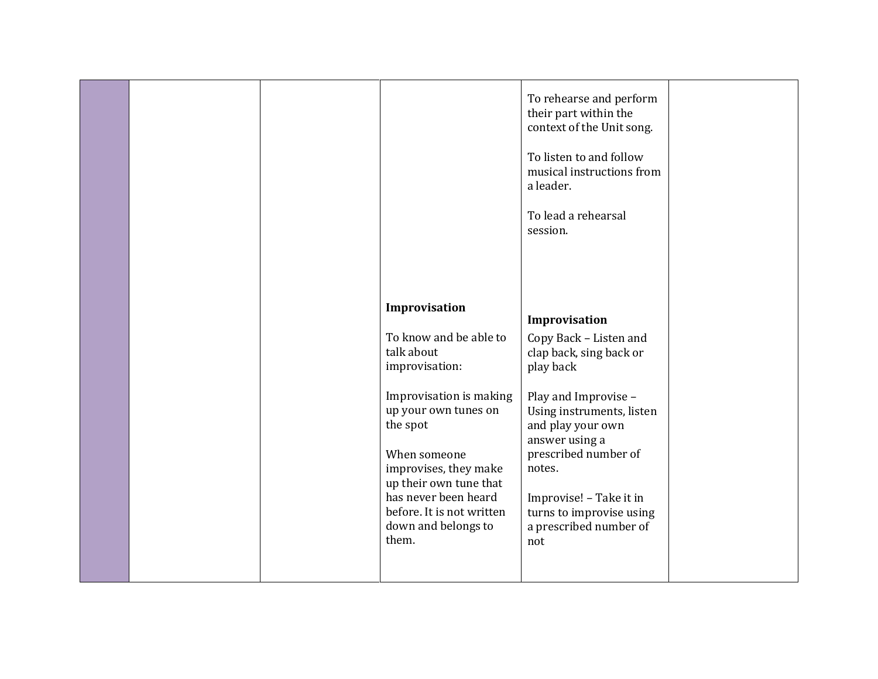| | | | | | |
|---|---|---|---|---|---|
| | | | **Improvisation**<br><br>To know and be able to talk about improvisation:<br><br>Improvisation is making up your own tunes on the spot<br><br>When someone improvises, they make up their own tune that has never been heard before. It is not written down and belongs to them. | To rehearse and perform their part within the context of the Unit song.<br><br>To listen to and follow musical instructions from a leader.<br><br>To lead a rehearsal session.<br><br>**Improvisation**<br><br>Copy Back – Listen and clap back, sing back or play back<br><br>Play and Improvise – Using instruments, listen and play your own answer using a prescribed number of notes.<br><br>Improvise! – Take it in turns to improvise using a prescribed number of not | |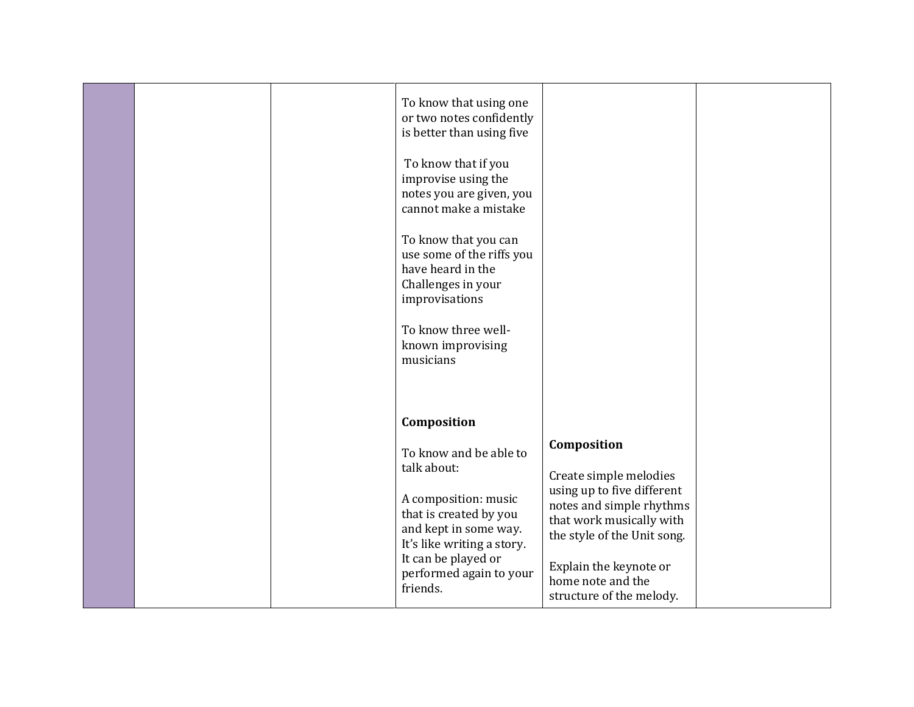|  |  |  | To know that using one or two notes confidently is better than using five<br><br>To know that if you improvise using the notes you are given, you cannot make a mistake<br><br>To know that you can use some of the riffs you have heard in the Challenges in your improvisations<br><br>To know three well-known improvising musicians<br><br>**Composition**<br><br>To know and be able to talk about:<br><br>A composition: music that is created by you and kept in some way. It's like writing a story. It can be played or performed again to your friends. | **Composition**<br><br>Create simple melodies using up to five different notes and simple rhythms that work musically with the style of the Unit song.<br><br>Explain the keynote or home note and the structure of the melody. |  |
|---|---|---|---|---|---|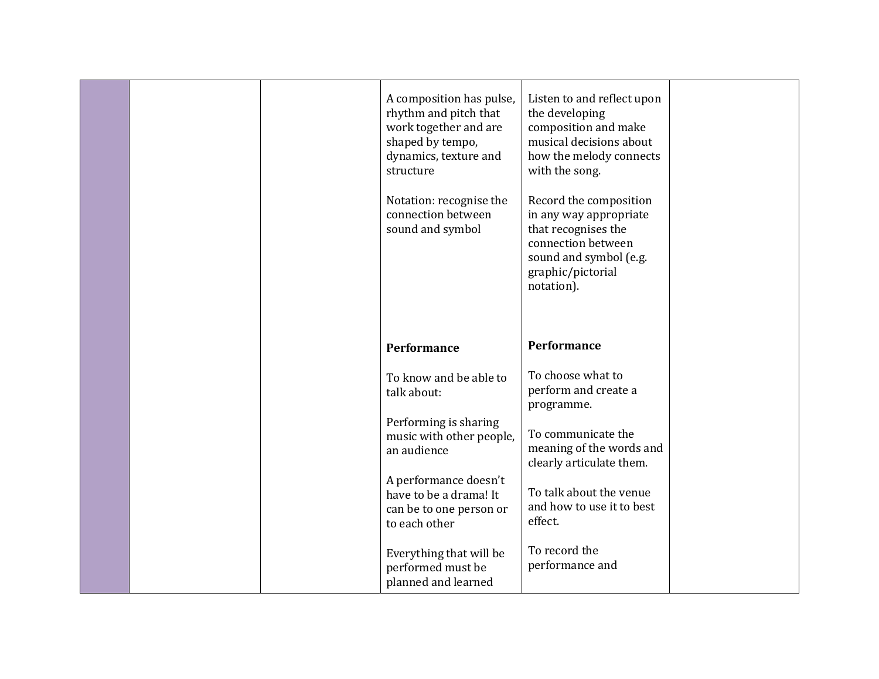| | | | | | |
|---|---|---|---|---|---|
| | | | A composition has pulse, rhythm and pitch that work together and are shaped by tempo, dynamics, texture and structure<br><br>Notation: recognise the connection between sound and symbol<br><br>**Performance**<br><br>To know and be able to talk about:<br><br>Performing is sharing music with other people, an audience<br><br>A performance doesn't have to be a drama! It can be to one person or to each other<br><br>Everything that will be performed must be planned and learned | Listen to and reflect upon the developing composition and make musical decisions about how the melody connects with the song.<br><br>Record the composition in any way appropriate that recognises the connection between sound and symbol (e.g. graphic/pictorial notation).<br><br>**Performance**<br><br>To choose what to perform and create a programme.<br><br>To communicate the meaning of the words and clearly articulate them.<br><br>To talk about the venue and how to use it to best effect.<br><br>To record the performance and | |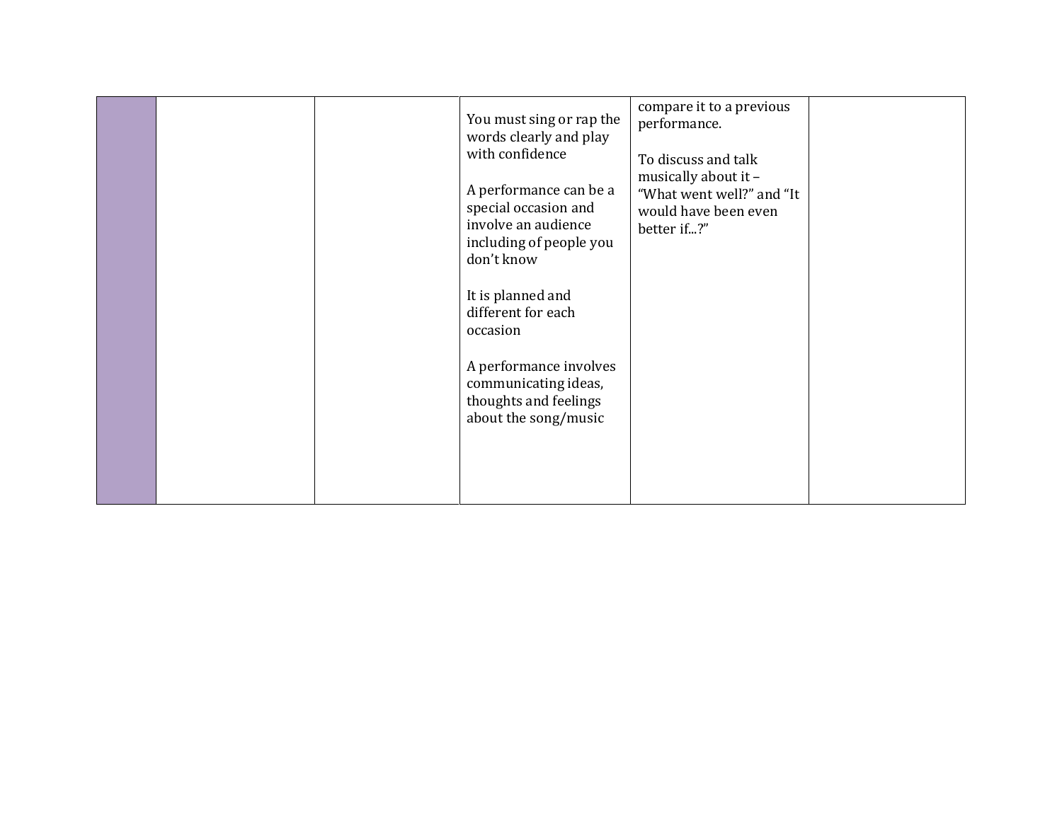| | | | | | |
|---|---|---|---|---|---|
| | | | You must sing or rap the words clearly and play with confidence<br><br>A performance can be a special occasion and involve an audience including of people you don’t know<br><br>It is planned and different for each occasion<br><br>A performance involves communicating ideas, thoughts and feelings about the song/music | compare it to a previous performance.<br><br>To discuss and talk musically about it – “What went well?” and “It would have been even better if...?” | |